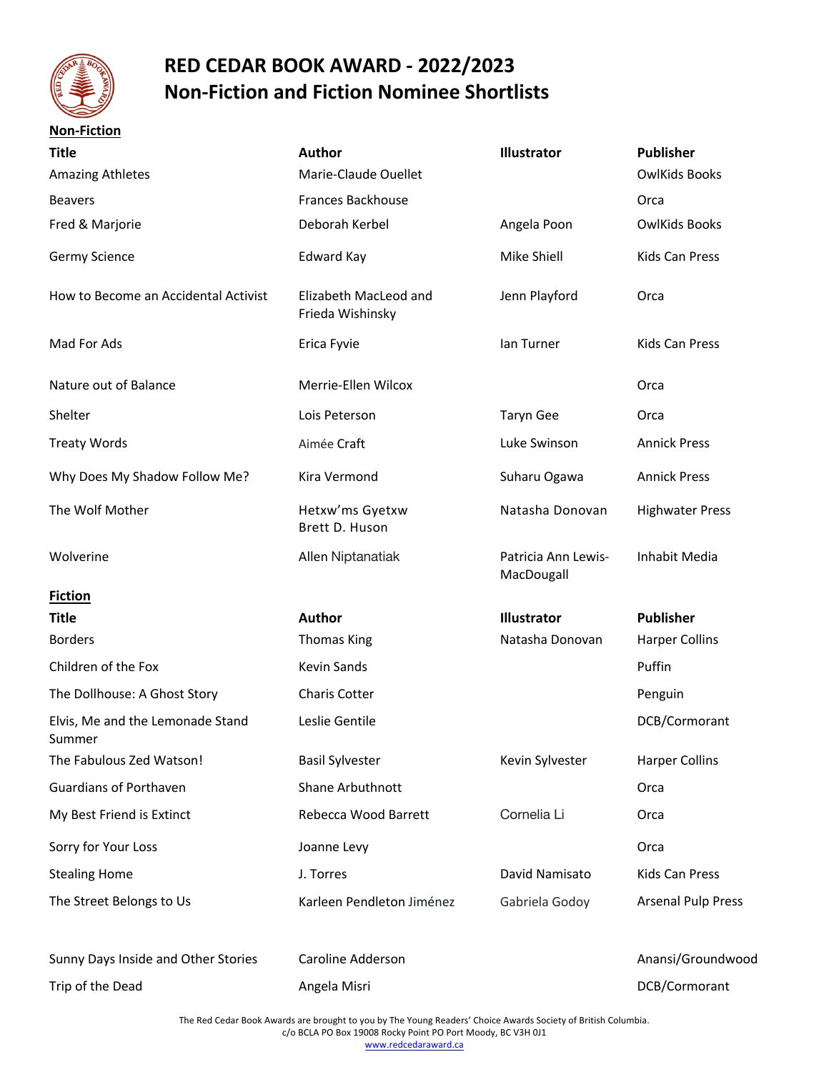# RED CEDAR BOOK AWARD - 2022/2023
# Non-Fiction and Fiction Nominee Shortlists

## Non-Fiction

| Title | Author | Illustrator | Publisher |
|---|---|---|---|
| Amazing Athletes | Marie-Claude Ouellet | | OwlKids Books |
| Beavers | Frances Backhouse | | Orca |
| Fred & Marjorie | Deborah Kerbel | Angela Poon | OwlKids Books |
| Germy Science | Edward Kay | Mike Shiell | Kids Can Press |
| How to Become an Accidental Activist | Elizabeth MacLeod and Frieda Wishinsky | Jenn Playford | Orca |
| Mad For Ads | Erica Fyvie | Ian Turner | Kids Can Press |
| Nature out of Balance | Merrie-Ellen Wilcox | | Orca |
| Shelter | Lois Peterson | Taryn Gee | Orca |
| Treaty Words | Aimée Craft | Luke Swinson | Annick Press |
| Why Does My Shadow Follow Me? | Kira Vermond | Suharu Ogawa | Annick Press |
| The Wolf Mother | Hetxw'ms Gyetxw Brett D. Huson | Natasha Donovan | Highwater Press |
| Wolverine | Allen Niptanatiak | Patricia Ann Lewis-MacDougall | Inhabit Media |

## Fiction

| Title | Author | Illustrator | Publisher |
|---|---|---|---|
| Borders | Thomas King | Natasha Donovan | Harper Collins |
| Children of the Fox | Kevin Sands | | Puffin |
| The Dollhouse: A Ghost Story | Charis Cotter | | Penguin |
| Elvis, Me and the Lemonade Stand Summer | Leslie Gentile | | DCB/Cormorant |
| The Fabulous Zed Watson! | Basil Sylvester | Kevin Sylvester | Harper Collins |
| Guardians of Porthaven | Shane Arbuthnott | | Orca |
| My Best Friend is Extinct | Rebecca Wood Barrett | Cornelia Li | Orca |
| Sorry for Your Loss | Joanne Levy | | Orca |
| Stealing Home | J. Torres | David Namisato | Kids Can Press |
| The Street Belongs to Us | Karleen Pendleton Jiménez | Gabriela Godoy | Arsenal Pulp Press |
| Sunny Days Inside and Other Stories | Caroline Adderson | | Anansi/Groundwood |
| Trip of the Dead | Angela Misri | | DCB/Cormorant |

The Red Cedar Book Awards are brought to you by The Young Readers' Choice Awards Society of British Columbia.
c/o BCLA PO Box 19008 Rocky Point PO Port Moody, BC V3H 0J1
www.redcedaraward.ca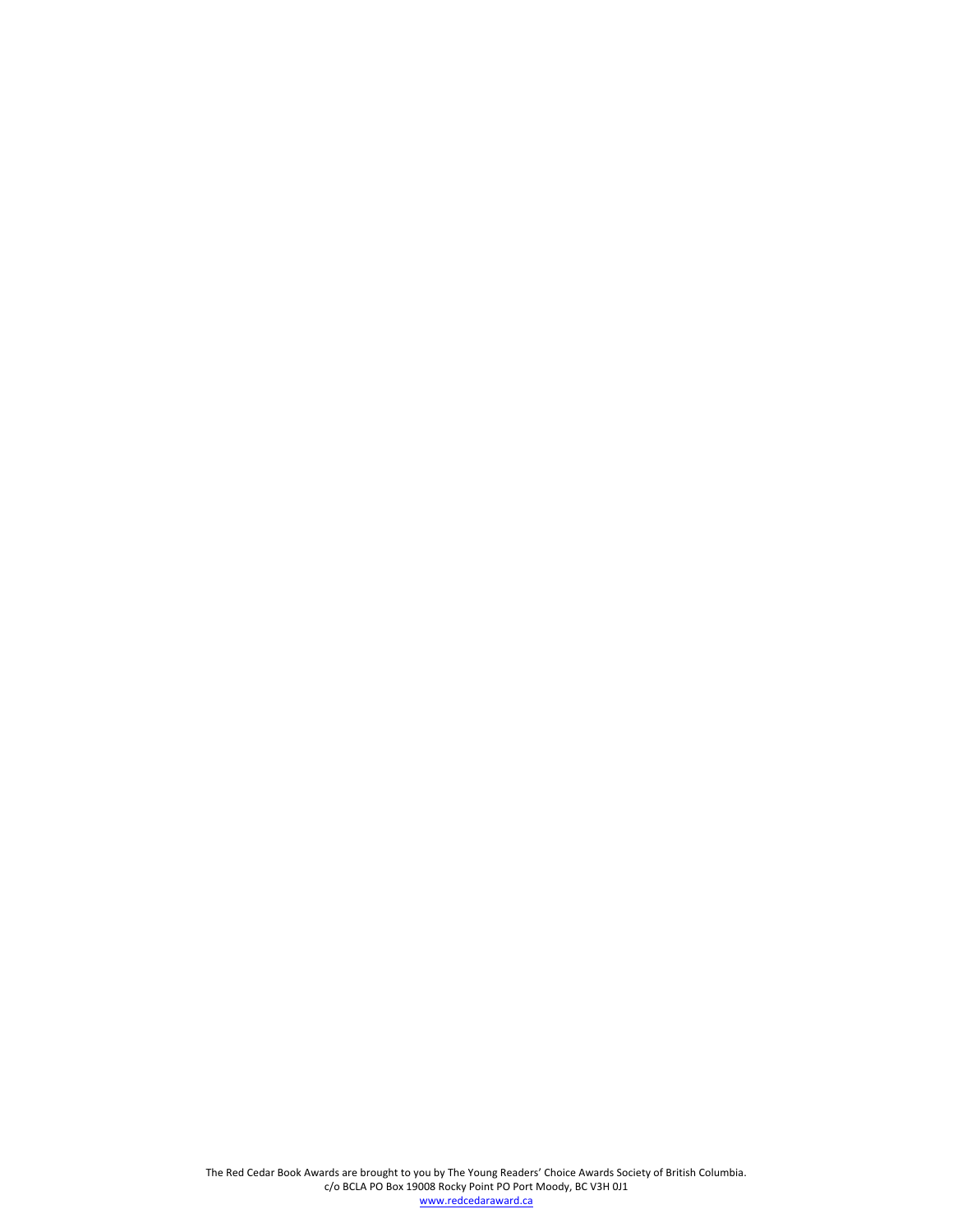The Red Cedar Book Awards are brought to you by The Young Readers' Choice Awards Society of British Columbia.
c/o BCLA PO Box 19008 Rocky Point PO Port Moody, BC V3H 0J1
www.redcedaraward.ca